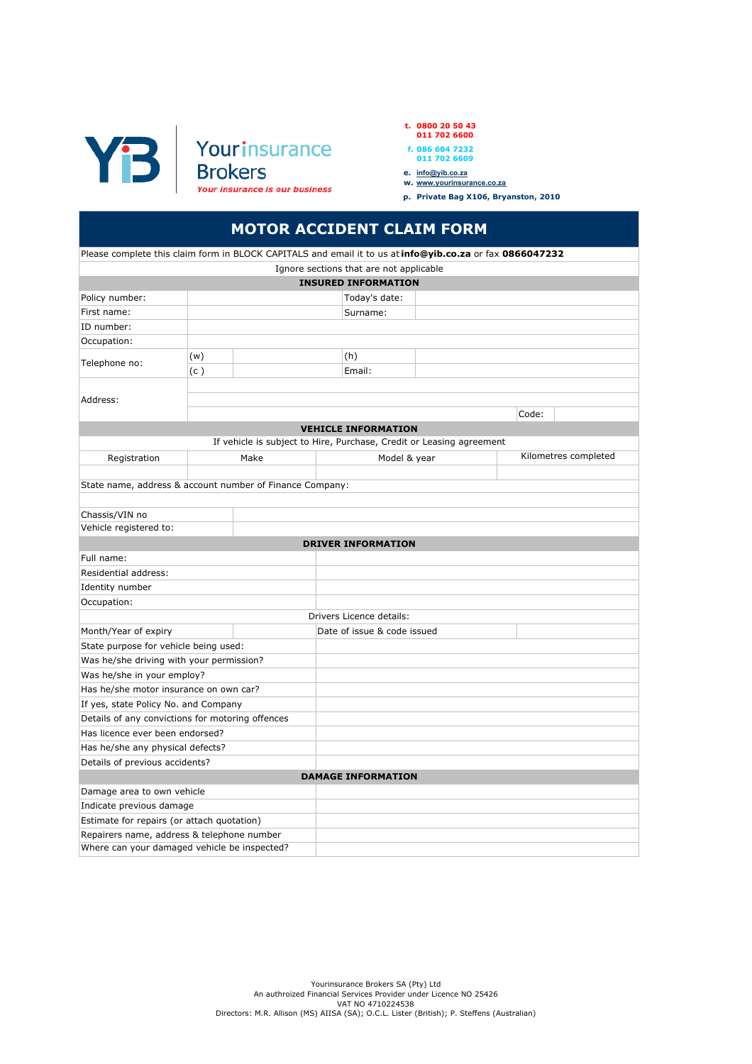Yourinsurance Brokers
*Your insurance is our business*

t. 0800 20 50 43
011 702 6600

f. 086 604 7232
011 702 6609

e. info@yib.co.za
w. www.yourinsurance.co.za
p. Private Bag X106, Bryanston, 2010

# MOTOR ACCIDENT CLAIM FORM

Please complete this claim form in BLOCK CAPITALS and email it to us at **info@yib.co.za** or fax **0866047232**

Ignore sections that are not applicable

## INSURED INFORMATION

| | | | |
|---|---|---|---|
| Policy number: | | Today's date: | |
| First name: | | Surname: | |
| ID number: | | | |
| Occupation: | | | |
| Telephone no: | (w) | (h) | |
| | (c) | Email: | |
| Address: | | | |
| | | | |
| | | Code: | |

## VEHICLE INFORMATION

If vehicle is subject to Hire, Purchase, Credit or Leasing agreement

| Registration | Make | Model & year | Kilometres completed |
|---|---|---|---|
| | | | |

State name, address & account number of Finance Company:

| | |
|---|---|
| Chassis/VIN no | |
| Vehicle registered to: | |

## DRIVER INFORMATION

| | | | |
|---|---|---|---|
| Full name: | | | |
| Residential address: | | | |
| Identity number | | | |
| Occupation: | | | |
| Drivers Licence details: | | | |
| Month/Year of expiry | | Date of issue & code issued | |
| State purpose for vehicle being used: | | | |
| Was he/she driving with your permission? | | | |
| Was he/she in your employ? | | | |
| Has he/she motor insurance on own car? | | | |
| If yes, state Policy No. and Company | | | |
| Details of any convictions for motoring offences | | | |
| Has licence ever been endorsed? | | | |
| Has he/she any physical defects? | | | |
| Details of previous accidents? | | | |

## DAMAGE INFORMATION

| | |
|---|---|
| Damage area to own vehicle | |
| Indicate previous damage | |
| Estimate for repairs (or attach quotation) | |
| Repairers name, address & telephone number | |
| Where can your damaged vehicle be inspected? | |

Yourinsurance Brokers SA (Pty) Ltd
An authroized Financial Services Provider under Licence NO 25426
VAT NO 4710224538
Directors: M.R. Allison (MS) AIISA (SA); O.C.L. Lister (British); P. Steffens (Australian)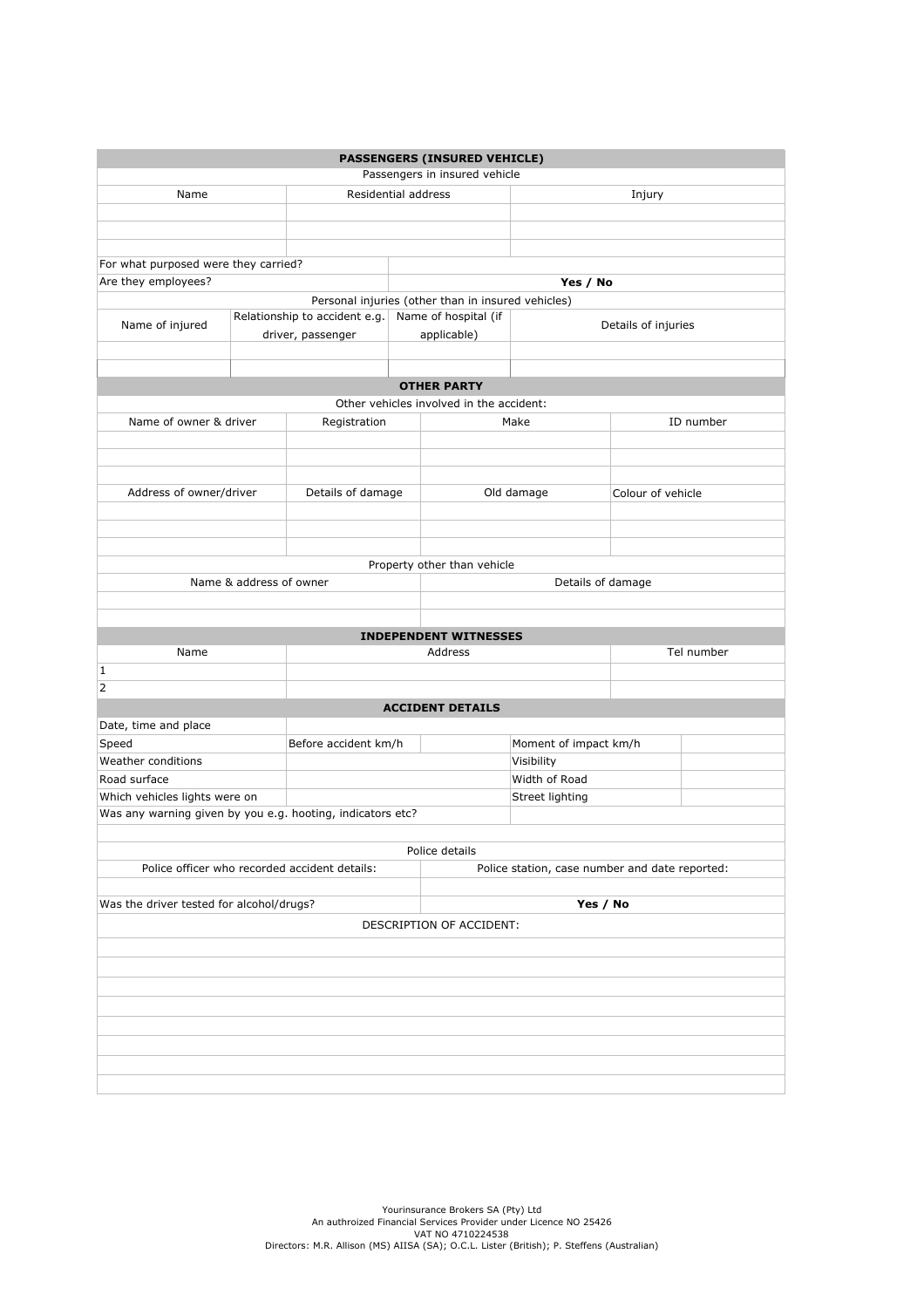## PASSENGERS (INSURED VEHICLE)

Passengers in insured vehicle

| Name | Residential address | Injury |
|---|---|---|
| | | |
| | | |
| | | |

| | |
|---|---|
| For what purposed were they carried? | |
| Are they employees? | **Yes / No** |

Personal injuries (other than in insured vehicles)

| Name of injured | Relationship to accident e.g. driver, passenger | Name of hospital (if applicable) | Details of injuries |
|---|---|---|---|
| | | | |
| | | | |

## OTHER PARTY

Other vehicles involved in the accident:

| Name of owner & driver | Registration | Make | ID number |
|---|---|---|---|
| | | | |
| | | | |
| | | | |
| **Address of owner/driver** | **Details of damage** | **Old damage** | **Colour of vehicle** |
| | | | |
| | | | |
| | | | |

Property other than vehicle

| Name & address of owner | Details of damage |
|---|---|
| | |
| | |

## INDEPENDENT WITNESSES

| Name | Address | Tel number |
|---|---|---|
| 1 | | |
| 2 | | |

## ACCIDENT DETAILS

| | | | | |
|---|---|---|---|---|
| Date, time and place | | | | |
| Speed | Before accident km/h | | Moment of impact km/h | |
| Weather conditions | | | Visibility | |
| Road surface | | | Width of Road | |
| Which vehicles lights were on | | | Street lighting | |

| | |
|---|---|
| Was any warning given by you e.g. hooting, indicators etc? | |
| | |

Police details

| Police officer who recorded accident details: | Police station, case number and date reported: |
|---|---|
| | |
| Was the driver tested for alcohol/drugs? | **Yes / No** |

DESCRIPTION OF ACCIDENT:

Yourinsurance Brokers SA (Pty) Ltd
An authroized Financial Services Provider under Licence NO 25426
VAT NO 4710224538
Directors: M.R. Allison (MS) AIISA (SA); O.C.L. Lister (British); P. Steffens (Australian)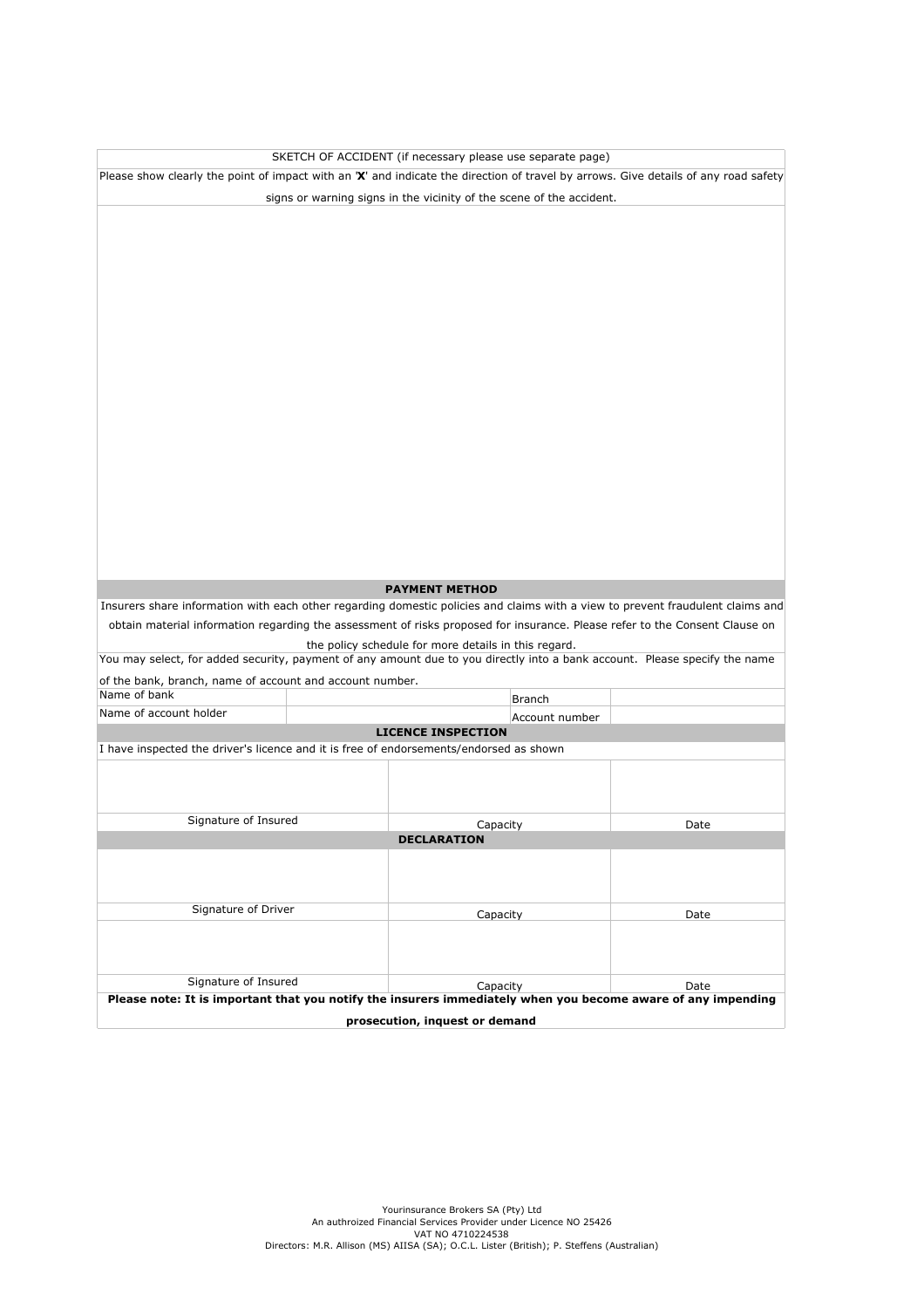SKETCH OF ACCIDENT (if necessary please use separate page)

Please show clearly the point of impact with an '**X**' and indicate the direction of travel by arrows. Give details of any road safety signs or warning signs in the vicinity of the scene of the accident.

## PAYMENT METHOD

Insurers share information with each other regarding domestic policies and claims with a view to prevent fraudulent claims and obtain material information regarding the assessment of risks proposed for insurance. Please refer to the Consent Clause on the policy schedule for more details in this regard.

You may select, for added security, payment of any amount due to you directly into a bank account. Please specify the name of the bank, branch, name of account and account number.

| | | | |
|---|---|---|---|
| Name of bank | | Branch | |
| Name of account holder | | Account number | |

## LICENCE INSPECTION

I have inspected the driver's licence and it is free of endorsements/endorsed as shown

| | | |
|---|---|---|
| | | |
| Signature of Insured | Capacity | Date |

## DECLARATION

| | | |
|---|---|---|
| | | |
| Signature of Driver | Capacity | Date |
| | | |
| Signature of Insured | Capacity | Date |

**Please note: It is important that you notify the insurers immediately when you become aware of any impending prosecution, inquest or demand**

Yourinsurance Brokers SA (Pty) Ltd
An authroized Financial Services Provider under Licence NO 25426
VAT NO 4710224538
Directors: M.R. Allison (MS) AIISA (SA); O.C.L. Lister (British); P. Steffens (Australian)